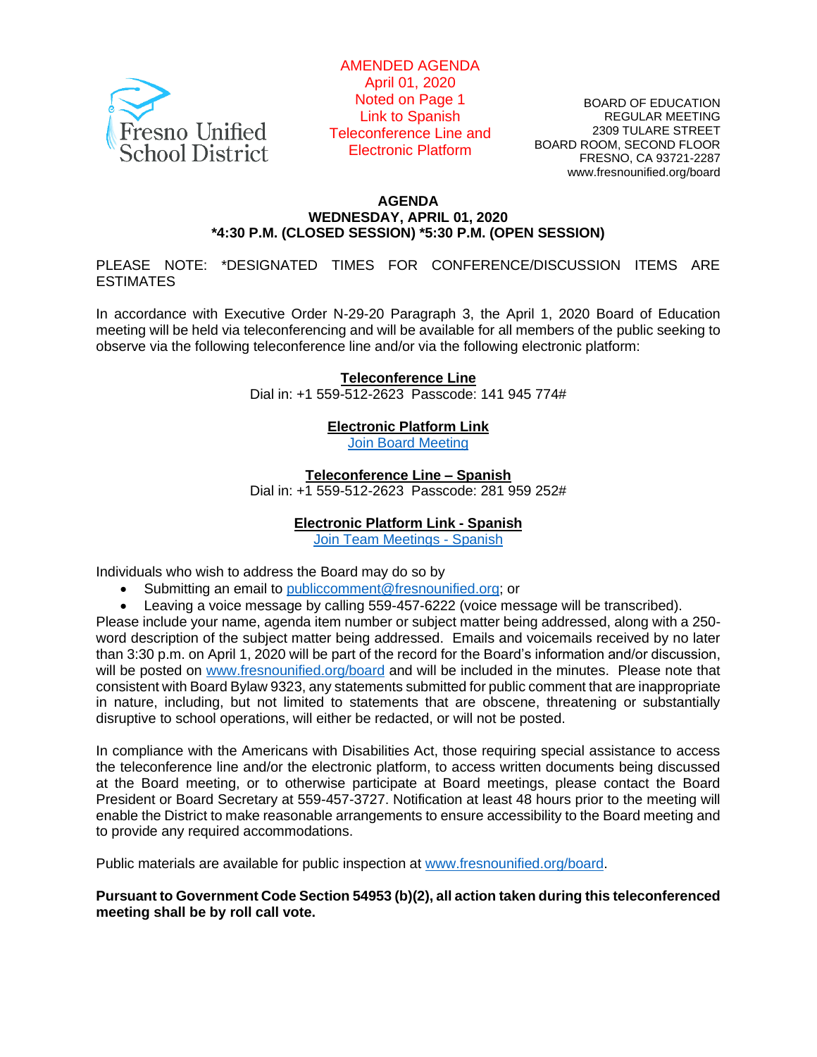Fresno Unified School District

AMENDED AGENDA
April 01, 2020
Noted on Page 1
Link to Spanish
Teleconference Line and
Electronic Platform

BOARD OF EDUCATION
REGULAR MEETING
2309 TULARE STREET
BOARD ROOM, SECOND FLOOR
FRESNO, CA 93721-2287
www.fresnounified.org/board

**AGENDA**
**WEDNESDAY, APRIL 01, 2020**
***4:30 P.M. (CLOSED SESSION) *5:30 P.M. (OPEN SESSION)**

PLEASE NOTE: *DESIGNATED TIMES FOR CONFERENCE/DISCUSSION ITEMS ARE ESTIMATES

In accordance with Executive Order N-29-20 Paragraph 3, the April 1, 2020 Board of Education meeting will be held via teleconferencing and will be available for all members of the public seeking to observe via the following teleconference line and/or via the following electronic platform:

**Teleconference Line**
Dial in: +1 559-512-2623 Passcode: 141 945 774#

**Electronic Platform Link**
Join Board Meeting

**Teleconference Line – Spanish**
Dial in: +1 559-512-2623 Passcode: 281 959 252#

**Electronic Platform Link - Spanish**
Join Team Meetings - Spanish

Individuals who wish to address the Board may do so by

- Submitting an email to publiccomment@fresnounified.org; or
- Leaving a voice message by calling 559-457-6222 (voice message will be transcribed).

Please include your name, agenda item number or subject matter being addressed, along with a 250-word description of the subject matter being addressed. Emails and voicemails received by no later than 3:30 p.m. on April 1, 2020 will be part of the record for the Board's information and/or discussion, will be posted on www.fresnounified.org/board and will be included in the minutes. Please note that consistent with Board Bylaw 9323, any statements submitted for public comment that are inappropriate in nature, including, but not limited to statements that are obscene, threatening or substantially disruptive to school operations, will either be redacted, or will not be posted.

In compliance with the Americans with Disabilities Act, those requiring special assistance to access the teleconference line and/or the electronic platform, to access written documents being discussed at the Board meeting, or to otherwise participate at Board meetings, please contact the Board President or Board Secretary at 559-457-3727. Notification at least 48 hours prior to the meeting will enable the District to make reasonable arrangements to ensure accessibility to the Board meeting and to provide any required accommodations.

Public materials are available for public inspection at www.fresnounified.org/board.

**Pursuant to Government Code Section 54953 (b)(2), all action taken during this teleconferenced meeting shall be by roll call vote.**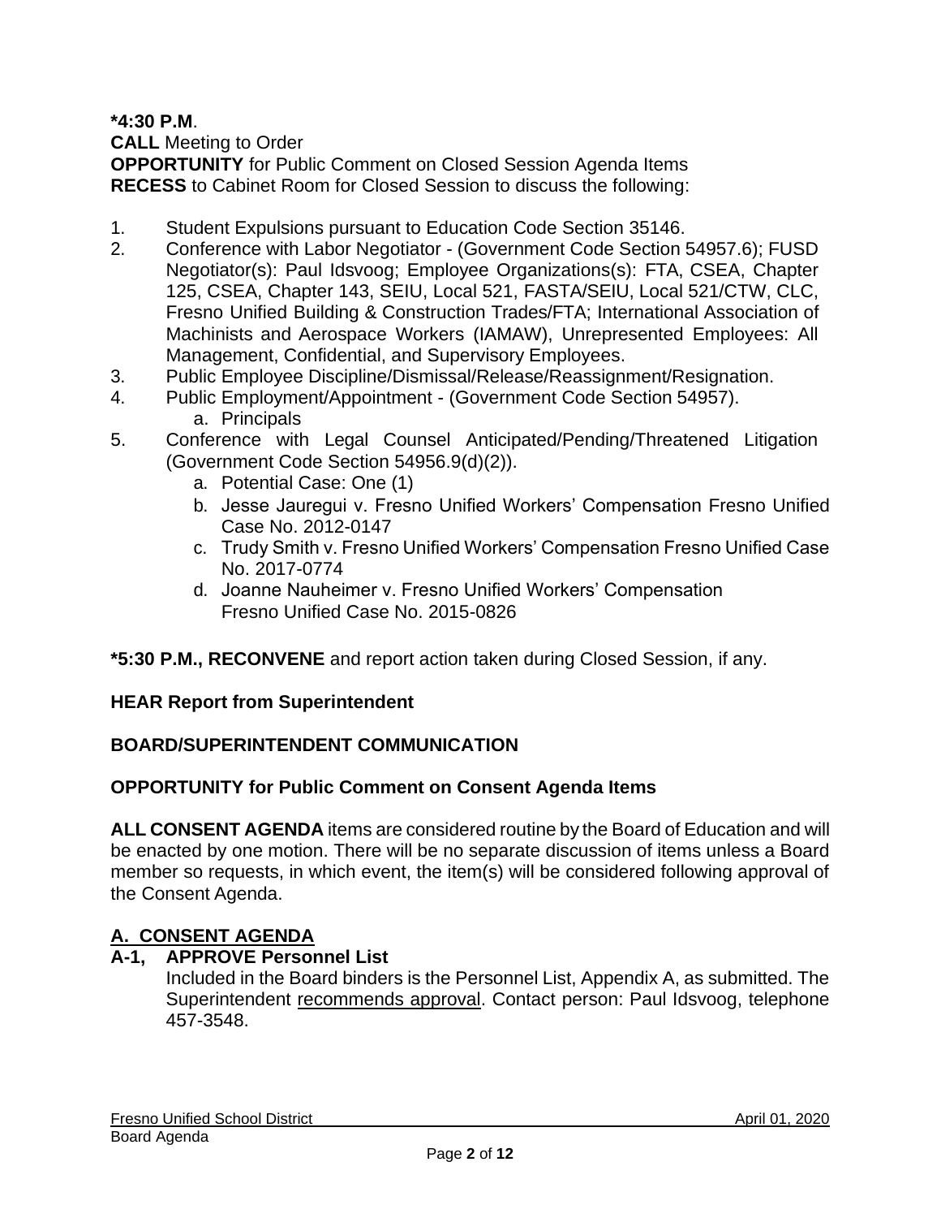**\*4:30 P.M**.
**CALL** Meeting to Order
**OPPORTUNITY** for Public Comment on Closed Session Agenda Items
**RECESS** to Cabinet Room for Closed Session to discuss the following:

1. Student Expulsions pursuant to Education Code Section 35146.
2. Conference with Labor Negotiator - (Government Code Section 54957.6); FUSD Negotiator(s): Paul Idsvoog; Employee Organizations(s): FTA, CSEA, Chapter 125, CSEA, Chapter 143, SEIU, Local 521, FASTA/SEIU, Local 521/CTW, CLC, Fresno Unified Building & Construction Trades/FTA; International Association of Machinists and Aerospace Workers (IAMAW), Unrepresented Employees: All Management, Confidential, and Supervisory Employees.
3. Public Employee Discipline/Dismissal/Release/Reassignment/Resignation.
4. Public Employment/Appointment - (Government Code Section 54957).
    a. Principals
5. Conference with Legal Counsel Anticipated/Pending/Threatened Litigation (Government Code Section 54956.9(d)(2)).
    a. Potential Case: One (1)
    b. Jesse Jauregui v. Fresno Unified Workers' Compensation Fresno Unified Case No. 2012-0147
    c. Trudy Smith v. Fresno Unified Workers' Compensation Fresno Unified Case No. 2017-0774
    d. Joanne Nauheimer v. Fresno Unified Workers' Compensation Fresno Unified Case No. 2015-0826

**\*5:30 P.M., RECONVENE** and report action taken during Closed Session, if any.

**HEAR Report from Superintendent**

**BOARD/SUPERINTENDENT COMMUNICATION**

**OPPORTUNITY for Public Comment on Consent Agenda Items**

**ALL CONSENT AGENDA** items are considered routine by the Board of Education and will be enacted by one motion. There will be no separate discussion of items unless a Board member so requests, in which event, the item(s) will be considered following approval of the Consent Agenda.

## A. CONSENT AGENDA

**A-1, APPROVE Personnel List**
Included in the Board binders is the Personnel List, Appendix A, as submitted. The Superintendent recommends approval. Contact person: Paul Idsvoog, telephone 457-3548.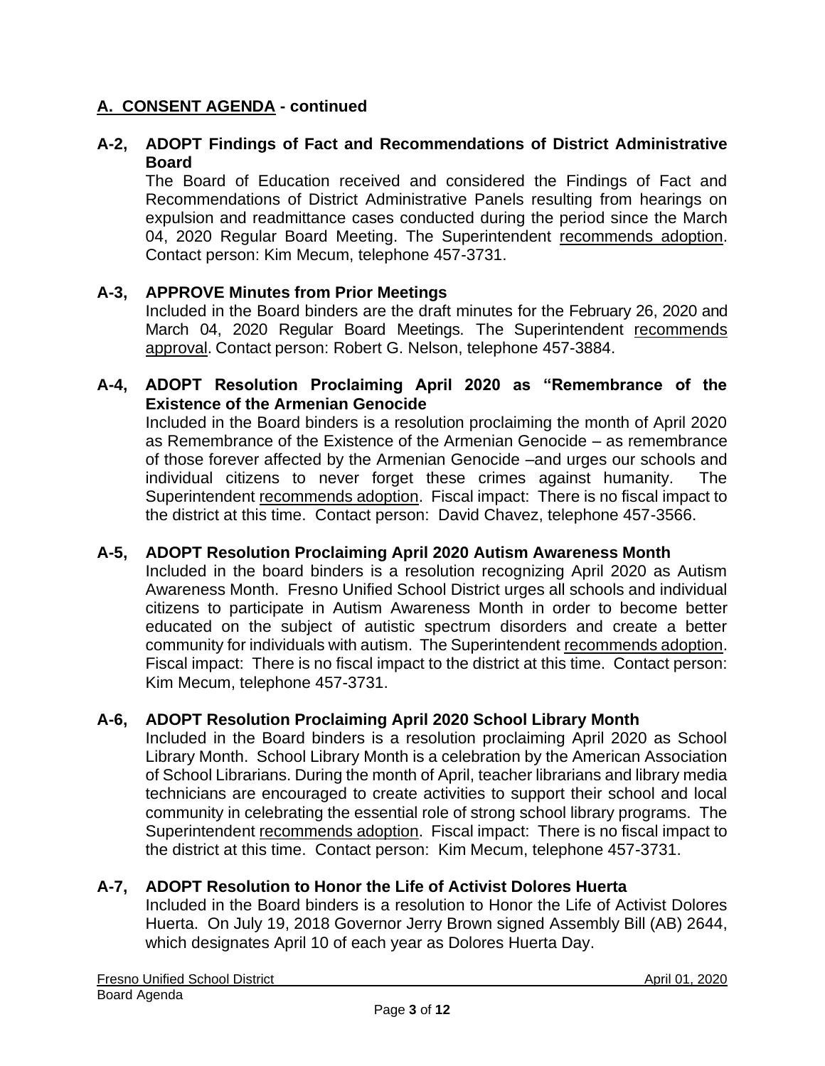## A. CONSENT AGENDA - continued

**A-2, ADOPT Findings of Fact and Recommendations of District Administrative Board**

The Board of Education received and considered the Findings of Fact and Recommendations of District Administrative Panels resulting from hearings on expulsion and readmittance cases conducted during the period since the March 04, 2020 Regular Board Meeting. The Superintendent recommends adoption. Contact person: Kim Mecum, telephone 457-3731.

**A-3, APPROVE Minutes from Prior Meetings**

Included in the Board binders are the draft minutes for the February 26, 2020 and March 04, 2020 Regular Board Meetings. The Superintendent recommends approval. Contact person: Robert G. Nelson, telephone 457-3884.

**A-4, ADOPT Resolution Proclaiming April 2020 as "Remembrance of the Existence of the Armenian Genocide**

Included in the Board binders is a resolution proclaiming the month of April 2020 as Remembrance of the Existence of the Armenian Genocide – as remembrance of those forever affected by the Armenian Genocide –and urges our schools and individual citizens to never forget these crimes against humanity. The Superintendent recommends adoption. Fiscal impact: There is no fiscal impact to the district at this time. Contact person: David Chavez, telephone 457-3566.

**A-5, ADOPT Resolution Proclaiming April 2020 Autism Awareness Month**

Included in the board binders is a resolution recognizing April 2020 as Autism Awareness Month. Fresno Unified School District urges all schools and individual citizens to participate in Autism Awareness Month in order to become better educated on the subject of autistic spectrum disorders and create a better community for individuals with autism. The Superintendent recommends adoption. Fiscal impact: There is no fiscal impact to the district at this time. Contact person: Kim Mecum, telephone 457-3731.

**A-6, ADOPT Resolution Proclaiming April 2020 School Library Month**

Included in the Board binders is a resolution proclaiming April 2020 as School Library Month. School Library Month is a celebration by the American Association of School Librarians. During the month of April, teacher librarians and library media technicians are encouraged to create activities to support their school and local community in celebrating the essential role of strong school library programs. The Superintendent recommends adoption. Fiscal impact: There is no fiscal impact to the district at this time. Contact person: Kim Mecum, telephone 457-3731.

**A-7, ADOPT Resolution to Honor the Life of Activist Dolores Huerta**

Included in the Board binders is a resolution to Honor the Life of Activist Dolores Huerta. On July 19, 2018 Governor Jerry Brown signed Assembly Bill (AB) 2644, which designates April 10 of each year as Dolores Huerta Day.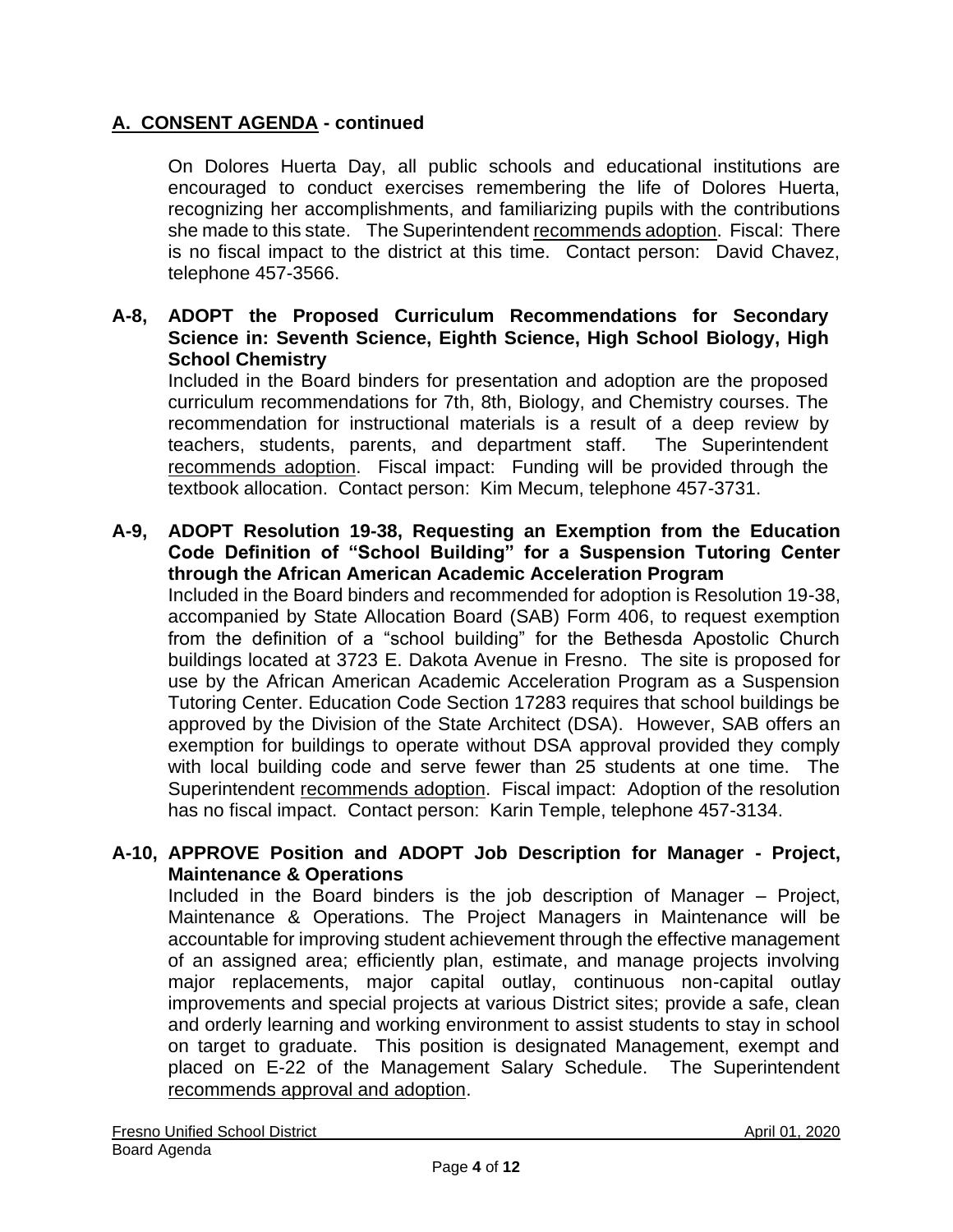## A. CONSENT AGENDA - continued

On Dolores Huerta Day, all public schools and educational institutions are encouraged to conduct exercises remembering the life of Dolores Huerta, recognizing her accomplishments, and familiarizing pupils with the contributions she made to this state. The Superintendent recommends adoption. Fiscal: There is no fiscal impact to the district at this time. Contact person: David Chavez, telephone 457-3566.

**A-8, ADOPT the Proposed Curriculum Recommendations for Secondary Science in: Seventh Science, Eighth Science, High School Biology, High School Chemistry**

Included in the Board binders for presentation and adoption are the proposed curriculum recommendations for 7th, 8th, Biology, and Chemistry courses. The recommendation for instructional materials is a result of a deep review by teachers, students, parents, and department staff. The Superintendent recommends adoption. Fiscal impact: Funding will be provided through the textbook allocation. Contact person: Kim Mecum, telephone 457-3731.

**A-9, ADOPT Resolution 19-38, Requesting an Exemption from the Education Code Definition of "School Building" for a Suspension Tutoring Center through the African American Academic Acceleration Program**

Included in the Board binders and recommended for adoption is Resolution 19-38, accompanied by State Allocation Board (SAB) Form 406, to request exemption from the definition of a "school building" for the Bethesda Apostolic Church buildings located at 3723 E. Dakota Avenue in Fresno. The site is proposed for use by the African American Academic Acceleration Program as a Suspension Tutoring Center. Education Code Section 17283 requires that school buildings be approved by the Division of the State Architect (DSA). However, SAB offers an exemption for buildings to operate without DSA approval provided they comply with local building code and serve fewer than 25 students at one time. The Superintendent recommends adoption. Fiscal impact: Adoption of the resolution has no fiscal impact. Contact person: Karin Temple, telephone 457-3134.

**A-10, APPROVE Position and ADOPT Job Description for Manager - Project, Maintenance & Operations**

Included in the Board binders is the job description of Manager – Project, Maintenance & Operations. The Project Managers in Maintenance will be accountable for improving student achievement through the effective management of an assigned area; efficiently plan, estimate, and manage projects involving major replacements, major capital outlay, continuous non-capital outlay improvements and special projects at various District sites; provide a safe, clean and orderly learning and working environment to assist students to stay in school on target to graduate. This position is designated Management, exempt and placed on E-22 of the Management Salary Schedule. The Superintendent recommends approval and adoption.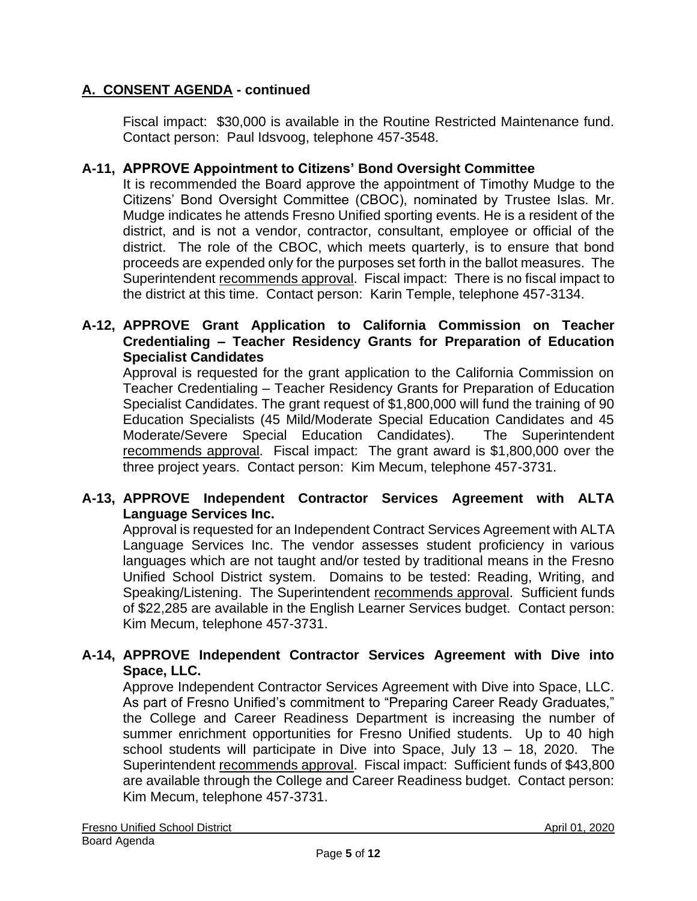## A. CONSENT AGENDA - continued

Fiscal impact: $30,000 is available in the Routine Restricted Maintenance fund. Contact person: Paul Idsvoog, telephone 457-3548.

### A-11, APPROVE Appointment to Citizens' Bond Oversight Committee

It is recommended the Board approve the appointment of Timothy Mudge to the Citizens' Bond Oversight Committee (CBOC), nominated by Trustee Islas. Mr. Mudge indicates he attends Fresno Unified sporting events. He is a resident of the district, and is not a vendor, contractor, consultant, employee or official of the district. The role of the CBOC, which meets quarterly, is to ensure that bond proceeds are expended only for the purposes set forth in the ballot measures. The Superintendent recommends approval. Fiscal impact: There is no fiscal impact to the district at this time. Contact person: Karin Temple, telephone 457-3134.

### A-12, APPROVE Grant Application to California Commission on Teacher Credentialing – Teacher Residency Grants for Preparation of Education Specialist Candidates

Approval is requested for the grant application to the California Commission on Teacher Credentialing – Teacher Residency Grants for Preparation of Education Specialist Candidates. The grant request of $1,800,000 will fund the training of 90 Education Specialists (45 Mild/Moderate Special Education Candidates and 45 Moderate/Severe Special Education Candidates). The Superintendent recommends approval. Fiscal impact: The grant award is $1,800,000 over the three project years. Contact person: Kim Mecum, telephone 457-3731.

### A-13, APPROVE Independent Contractor Services Agreement with ALTA Language Services Inc.

Approval is requested for an Independent Contract Services Agreement with ALTA Language Services Inc. The vendor assesses student proficiency in various languages which are not taught and/or tested by traditional means in the Fresno Unified School District system. Domains to be tested: Reading, Writing, and Speaking/Listening. The Superintendent recommends approval. Sufficient funds of $22,285 are available in the English Learner Services budget. Contact person: Kim Mecum, telephone 457-3731.

### A-14, APPROVE Independent Contractor Services Agreement with Dive into Space, LLC.

Approve Independent Contractor Services Agreement with Dive into Space, LLC. As part of Fresno Unified's commitment to "Preparing Career Ready Graduates," the College and Career Readiness Department is increasing the number of summer enrichment opportunities for Fresno Unified students. Up to 40 high school students will participate in Dive into Space, July 13 – 18, 2020. The Superintendent recommends approval. Fiscal impact: Sufficient funds of $43,800 are available through the College and Career Readiness budget. Contact person: Kim Mecum, telephone 457-3731.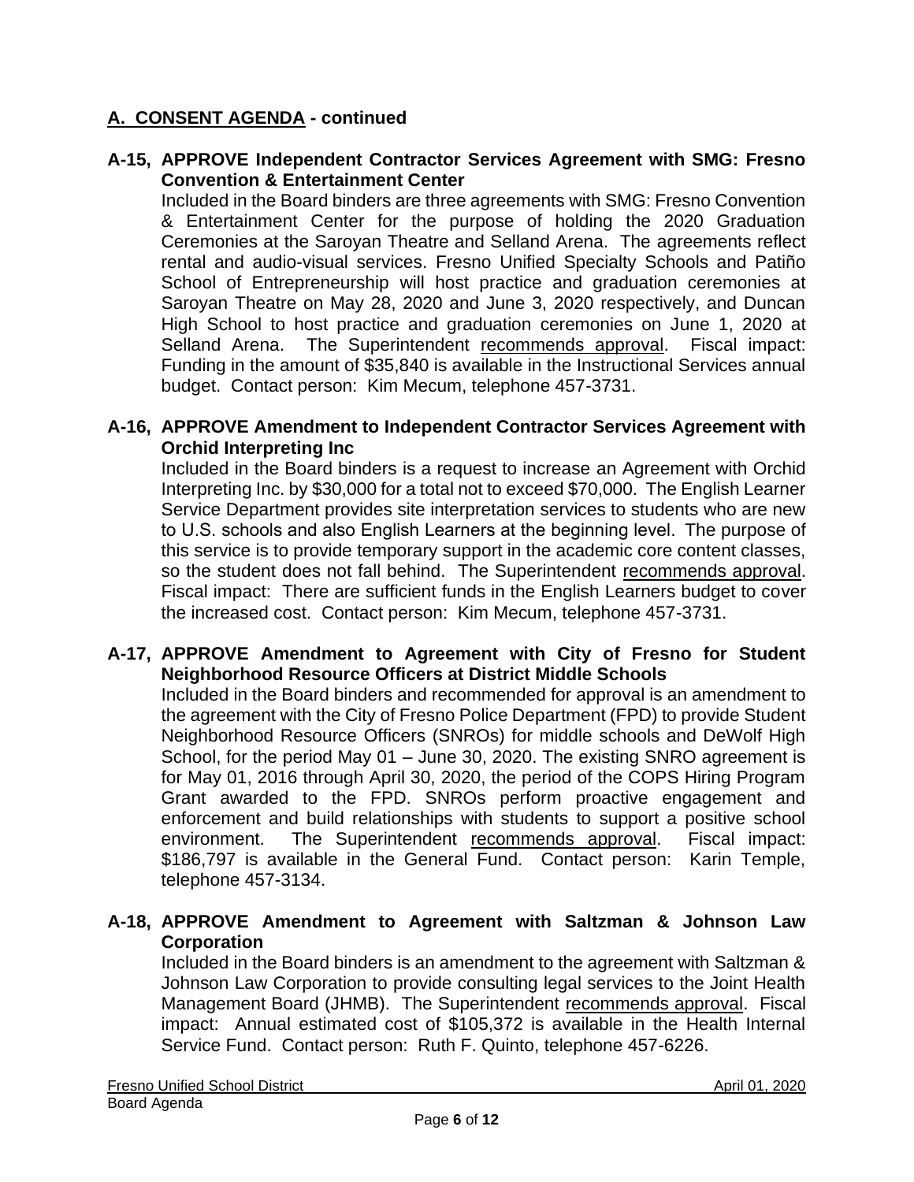## A. CONSENT AGENDA - continued

**A-15, APPROVE Independent Contractor Services Agreement with SMG: Fresno Convention & Entertainment Center**

Included in the Board binders are three agreements with SMG: Fresno Convention & Entertainment Center for the purpose of holding the 2020 Graduation Ceremonies at the Saroyan Theatre and Selland Arena. The agreements reflect rental and audio-visual services. Fresno Unified Specialty Schools and Patiño School of Entrepreneurship will host practice and graduation ceremonies at Saroyan Theatre on May 28, 2020 and June 3, 2020 respectively, and Duncan High School to host practice and graduation ceremonies on June 1, 2020 at Selland Arena. The Superintendent recommends approval. Fiscal impact: Funding in the amount of $35,840 is available in the Instructional Services annual budget. Contact person: Kim Mecum, telephone 457-3731.

**A-16, APPROVE Amendment to Independent Contractor Services Agreement with Orchid Interpreting Inc**

Included in the Board binders is a request to increase an Agreement with Orchid Interpreting Inc. by $30,000 for a total not to exceed $70,000. The English Learner Service Department provides site interpretation services to students who are new to U.S. schools and also English Learners at the beginning level. The purpose of this service is to provide temporary support in the academic core content classes, so the student does not fall behind. The Superintendent recommends approval. Fiscal impact: There are sufficient funds in the English Learners budget to cover the increased cost. Contact person: Kim Mecum, telephone 457-3731.

**A-17, APPROVE Amendment to Agreement with City of Fresno for Student Neighborhood Resource Officers at District Middle Schools**

Included in the Board binders and recommended for approval is an amendment to the agreement with the City of Fresno Police Department (FPD) to provide Student Neighborhood Resource Officers (SNROs) for middle schools and DeWolf High School, for the period May 01 – June 30, 2020. The existing SNRO agreement is for May 01, 2016 through April 30, 2020, the period of the COPS Hiring Program Grant awarded to the FPD. SNROs perform proactive engagement and enforcement and build relationships with students to support a positive school environment. The Superintendent recommends approval. Fiscal impact: $186,797 is available in the General Fund. Contact person: Karin Temple, telephone 457-3134.

**A-18, APPROVE Amendment to Agreement with Saltzman & Johnson Law Corporation**

Included in the Board binders is an amendment to the agreement with Saltzman & Johnson Law Corporation to provide consulting legal services to the Joint Health Management Board (JHMB). The Superintendent recommends approval. Fiscal impact: Annual estimated cost of $105,372 is available in the Health Internal Service Fund. Contact person: Ruth F. Quinto, telephone 457-6226.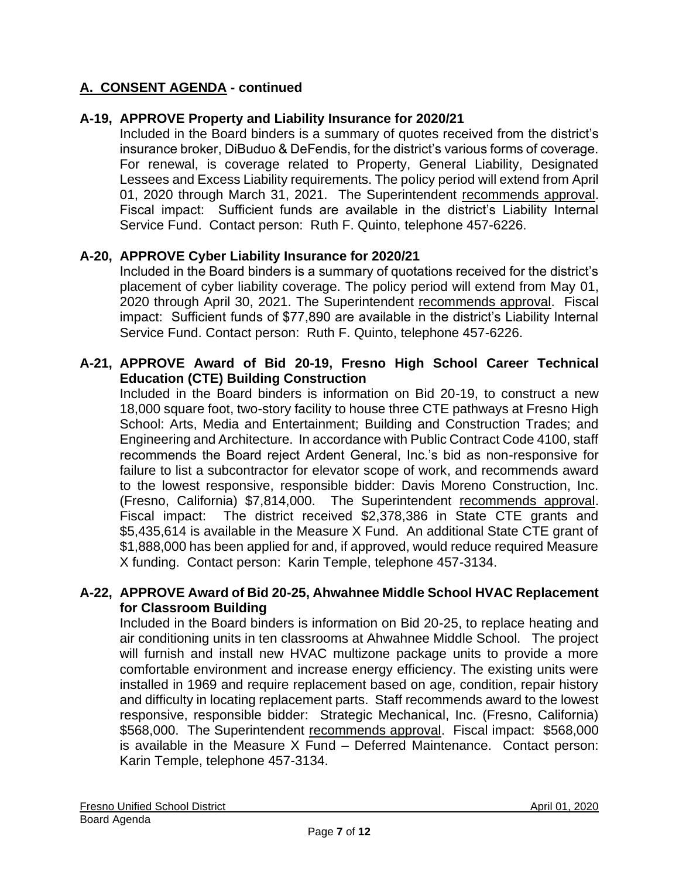## A. CONSENT AGENDA - continued

### A-19, APPROVE Property and Liability Insurance for 2020/21

Included in the Board binders is a summary of quotes received from the district's insurance broker, DiBuduo & DeFendis, for the district's various forms of coverage. For renewal, is coverage related to Property, General Liability, Designated Lessees and Excess Liability requirements. The policy period will extend from April 01, 2020 through March 31, 2021. The Superintendent recommends approval. Fiscal impact: Sufficient funds are available in the district's Liability Internal Service Fund. Contact person: Ruth F. Quinto, telephone 457-6226.

### A-20, APPROVE Cyber Liability Insurance for 2020/21

Included in the Board binders is a summary of quotations received for the district's placement of cyber liability coverage. The policy period will extend from May 01, 2020 through April 30, 2021. The Superintendent recommends approval. Fiscal impact: Sufficient funds of $77,890 are available in the district's Liability Internal Service Fund. Contact person: Ruth F. Quinto, telephone 457-6226.

### A-21, APPROVE Award of Bid 20-19, Fresno High School Career Technical Education (CTE) Building Construction

Included in the Board binders is information on Bid 20-19, to construct a new 18,000 square foot, two-story facility to house three CTE pathways at Fresno High School: Arts, Media and Entertainment; Building and Construction Trades; and Engineering and Architecture. In accordance with Public Contract Code 4100, staff recommends the Board reject Ardent General, Inc.'s bid as non-responsive for failure to list a subcontractor for elevator scope of work, and recommends award to the lowest responsive, responsible bidder: Davis Moreno Construction, Inc. (Fresno, California) $7,814,000. The Superintendent recommends approval. Fiscal impact: The district received $2,378,386 in State CTE grants and $5,435,614 is available in the Measure X Fund. An additional State CTE grant of $1,888,000 has been applied for and, if approved, would reduce required Measure X funding. Contact person: Karin Temple, telephone 457-3134.

### A-22, APPROVE Award of Bid 20-25, Ahwahnee Middle School HVAC Replacement for Classroom Building

Included in the Board binders is information on Bid 20-25, to replace heating and air conditioning units in ten classrooms at Ahwahnee Middle School. The project will furnish and install new HVAC multizone package units to provide a more comfortable environment and increase energy efficiency. The existing units were installed in 1969 and require replacement based on age, condition, repair history and difficulty in locating replacement parts. Staff recommends award to the lowest responsive, responsible bidder: Strategic Mechanical, Inc. (Fresno, California) $568,000. The Superintendent recommends approval. Fiscal impact: $568,000 is available in the Measure X Fund – Deferred Maintenance. Contact person: Karin Temple, telephone 457-3134.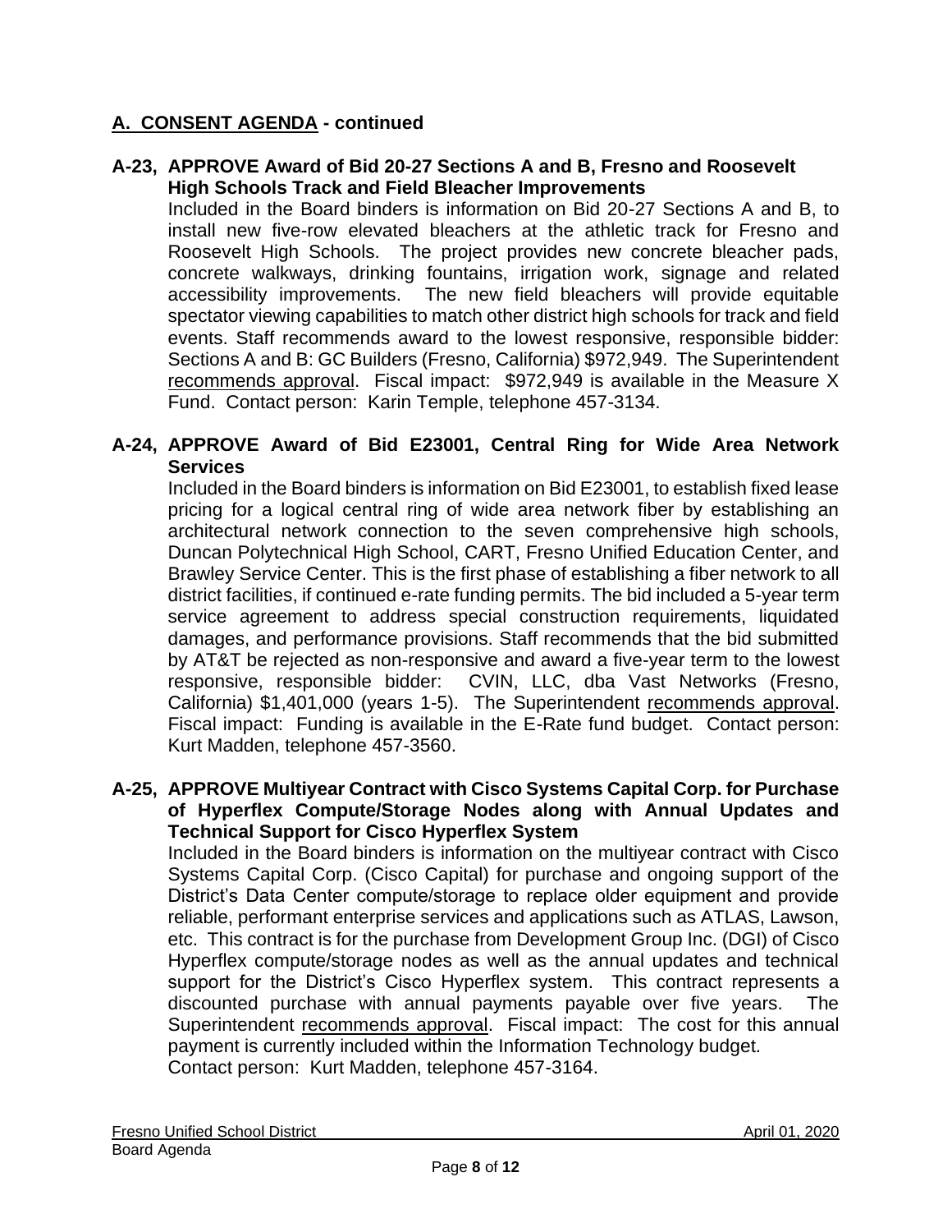## A. CONSENT AGENDA - continued

**A-23, APPROVE Award of Bid 20-27 Sections A and B, Fresno and Roosevelt High Schools Track and Field Bleacher Improvements**

Included in the Board binders is information on Bid 20-27 Sections A and B, to install new five-row elevated bleachers at the athletic track for Fresno and Roosevelt High Schools. The project provides new concrete bleacher pads, concrete walkways, drinking fountains, irrigation work, signage and related accessibility improvements. The new field bleachers will provide equitable spectator viewing capabilities to match other district high schools for track and field events. Staff recommends award to the lowest responsive, responsible bidder: Sections A and B: GC Builders (Fresno, California) $972,949. The Superintendent recommends approval. Fiscal impact: $972,949 is available in the Measure X Fund. Contact person: Karin Temple, telephone 457-3134.

**A-24, APPROVE Award of Bid E23001, Central Ring for Wide Area Network Services**

Included in the Board binders is information on Bid E23001, to establish fixed lease pricing for a logical central ring of wide area network fiber by establishing an architectural network connection to the seven comprehensive high schools, Duncan Polytechnical High School, CART, Fresno Unified Education Center, and Brawley Service Center. This is the first phase of establishing a fiber network to all district facilities, if continued e-rate funding permits. The bid included a 5-year term service agreement to address special construction requirements, liquidated damages, and performance provisions. Staff recommends that the bid submitted by AT&T be rejected as non-responsive and award a five-year term to the lowest responsive, responsible bidder: CVIN, LLC, dba Vast Networks (Fresno, California) $1,401,000 (years 1-5). The Superintendent recommends approval. Fiscal impact: Funding is available in the E-Rate fund budget. Contact person: Kurt Madden, telephone 457-3560.

**A-25, APPROVE Multiyear Contract with Cisco Systems Capital Corp. for Purchase of Hyperflex Compute/Storage Nodes along with Annual Updates and Technical Support for Cisco Hyperflex System**

Included in the Board binders is information on the multiyear contract with Cisco Systems Capital Corp. (Cisco Capital) for purchase and ongoing support of the District's Data Center compute/storage to replace older equipment and provide reliable, performant enterprise services and applications such as ATLAS, Lawson, etc. This contract is for the purchase from Development Group Inc. (DGI) of Cisco Hyperflex compute/storage nodes as well as the annual updates and technical support for the District's Cisco Hyperflex system. This contract represents a discounted purchase with annual payments payable over five years. The Superintendent recommends approval. Fiscal impact: The cost for this annual payment is currently included within the Information Technology budget.
Contact person: Kurt Madden, telephone 457-3164.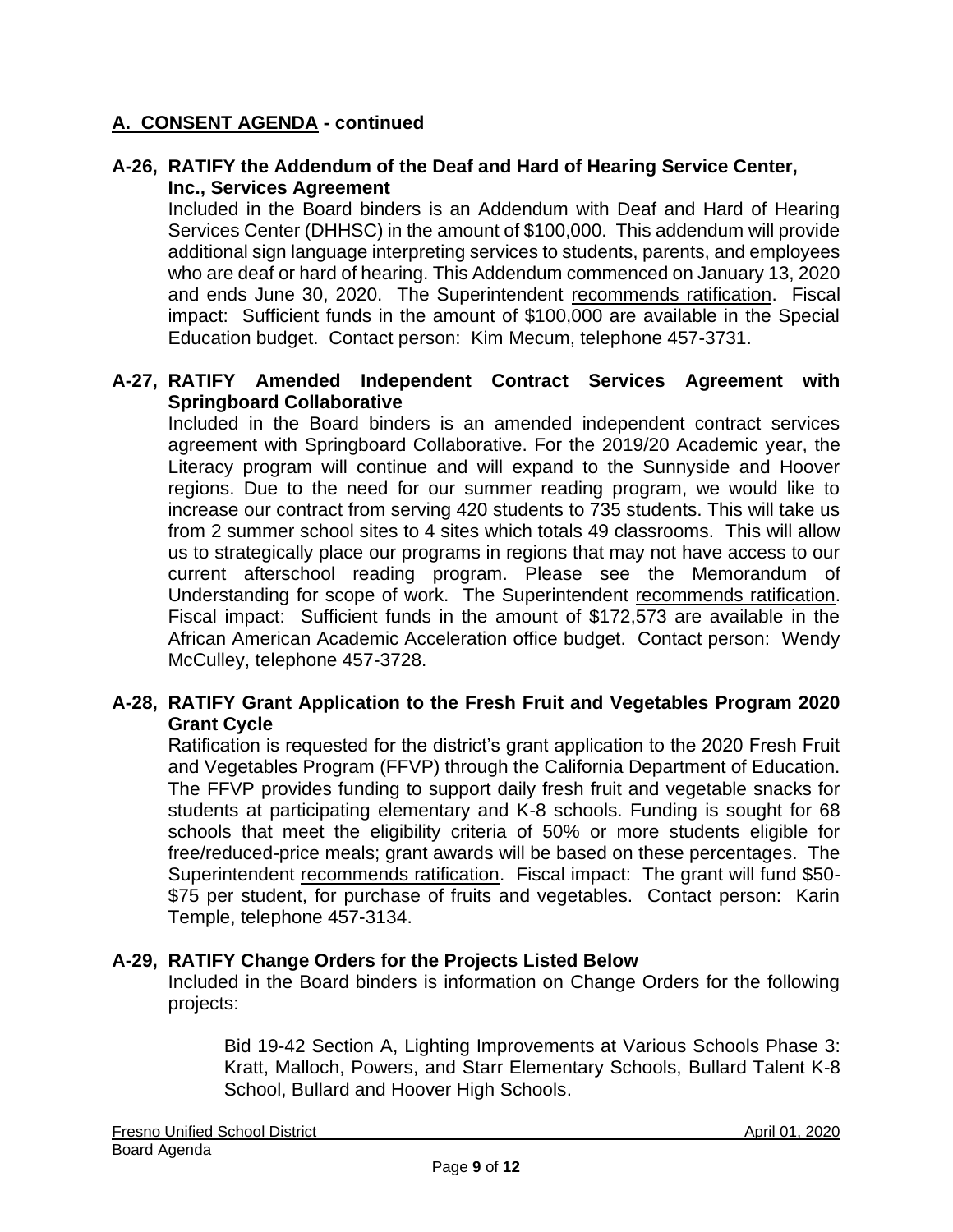## A. CONSENT AGENDA - continued

### A-26, RATIFY the Addendum of the Deaf and Hard of Hearing Service Center, Inc., Services Agreement

Included in the Board binders is an Addendum with Deaf and Hard of Hearing Services Center (DHHSC) in the amount of $100,000. This addendum will provide additional sign language interpreting services to students, parents, and employees who are deaf or hard of hearing. This Addendum commenced on January 13, 2020 and ends June 30, 2020. The Superintendent recommends ratification. Fiscal impact: Sufficient funds in the amount of $100,000 are available in the Special Education budget. Contact person: Kim Mecum, telephone 457-3731.

### A-27, RATIFY Amended Independent Contract Services Agreement with Springboard Collaborative

Included in the Board binders is an amended independent contract services agreement with Springboard Collaborative. For the 2019/20 Academic year, the Literacy program will continue and will expand to the Sunnyside and Hoover regions. Due to the need for our summer reading program, we would like to increase our contract from serving 420 students to 735 students. This will take us from 2 summer school sites to 4 sites which totals 49 classrooms. This will allow us to strategically place our programs in regions that may not have access to our current afterschool reading program. Please see the Memorandum of Understanding for scope of work. The Superintendent recommends ratification. Fiscal impact: Sufficient funds in the amount of $172,573 are available in the African American Academic Acceleration office budget. Contact person: Wendy McCulley, telephone 457-3728.

### A-28, RATIFY Grant Application to the Fresh Fruit and Vegetables Program 2020 Grant Cycle

Ratification is requested for the district's grant application to the 2020 Fresh Fruit and Vegetables Program (FFVP) through the California Department of Education. The FFVP provides funding to support daily fresh fruit and vegetable snacks for students at participating elementary and K-8 schools. Funding is sought for 68 schools that meet the eligibility criteria of 50% or more students eligible for free/reduced-price meals; grant awards will be based on these percentages. The Superintendent recommends ratification. Fiscal impact: The grant will fund $50-$75 per student, for purchase of fruits and vegetables. Contact person: Karin Temple, telephone 457-3134.

### A-29, RATIFY Change Orders for the Projects Listed Below

Included in the Board binders is information on Change Orders for the following projects:

> Bid 19-42 Section A, Lighting Improvements at Various Schools Phase 3: Kratt, Malloch, Powers, and Starr Elementary Schools, Bullard Talent K-8 School, Bullard and Hoover High Schools.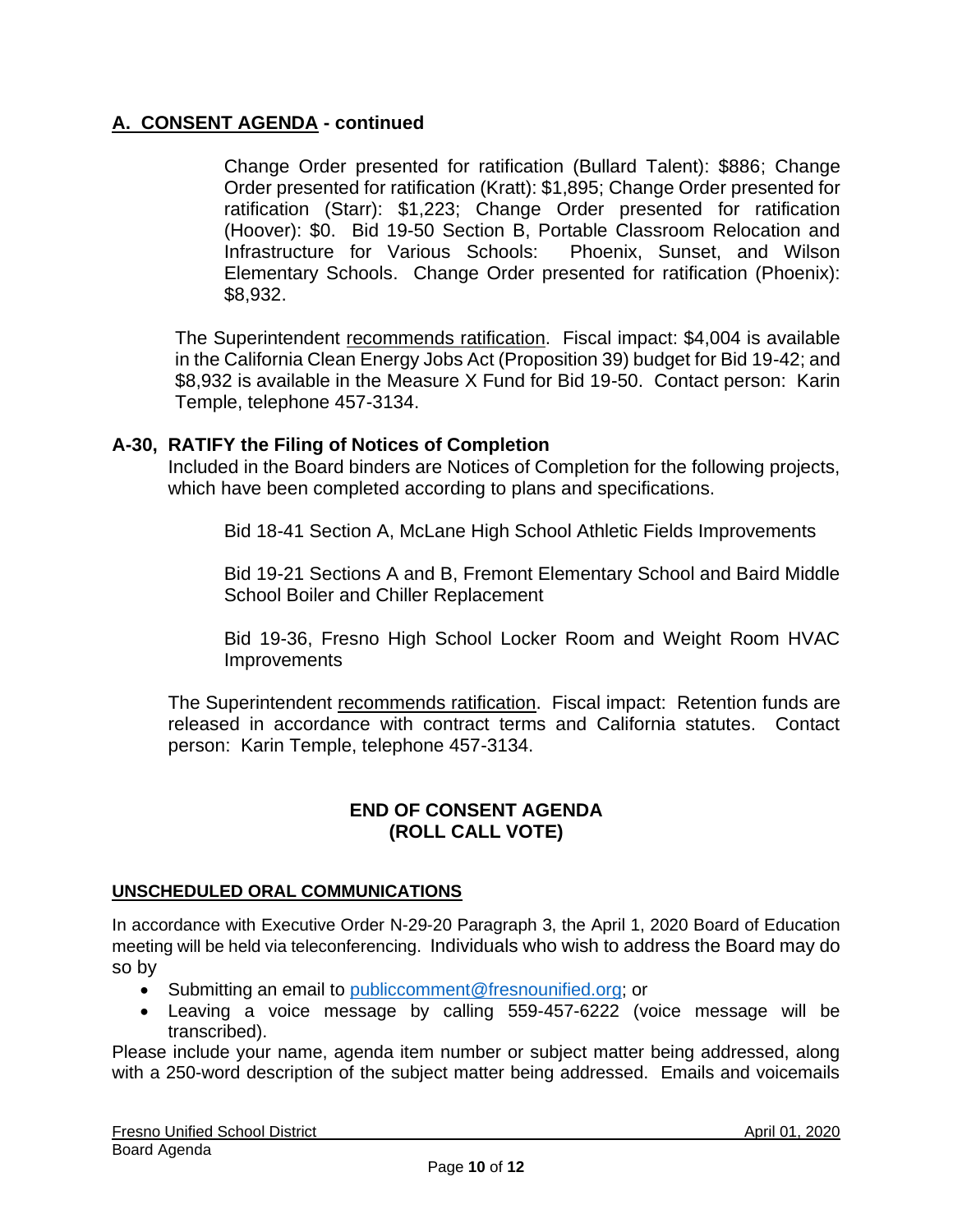## A. CONSENT AGENDA - continued

Change Order presented for ratification (Bullard Talent): $886; Change Order presented for ratification (Kratt): $1,895; Change Order presented for ratification (Starr): $1,223; Change Order presented for ratification (Hoover): $0. Bid 19-50 Section B, Portable Classroom Relocation and Infrastructure for Various Schools: Phoenix, Sunset, and Wilson Elementary Schools. Change Order presented for ratification (Phoenix): $8,932.

The Superintendent recommends ratification. Fiscal impact: $4,004 is available in the California Clean Energy Jobs Act (Proposition 39) budget for Bid 19-42; and $8,932 is available in the Measure X Fund for Bid 19-50. Contact person: Karin Temple, telephone 457-3134.

### A-30, RATIFY the Filing of Notices of Completion

Included in the Board binders are Notices of Completion for the following projects, which have been completed according to plans and specifications.

Bid 18-41 Section A, McLane High School Athletic Fields Improvements

Bid 19-21 Sections A and B, Fremont Elementary School and Baird Middle School Boiler and Chiller Replacement

Bid 19-36, Fresno High School Locker Room and Weight Room HVAC Improvements

The Superintendent recommends ratification. Fiscal impact: Retention funds are released in accordance with contract terms and California statutes. Contact person: Karin Temple, telephone 457-3134.

**END OF CONSENT AGENDA**
**(ROLL CALL VOTE)**

## UNSCHEDULED ORAL COMMUNICATIONS

In accordance with Executive Order N-29-20 Paragraph 3, the April 1, 2020 Board of Education meeting will be held via teleconferencing. Individuals who wish to address the Board may do so by

- Submitting an email to publiccomment@fresnounified.org; or
- Leaving a voice message by calling 559-457-6222 (voice message will be transcribed).

Please include your name, agenda item number or subject matter being addressed, along with a 250-word description of the subject matter being addressed. Emails and voicemails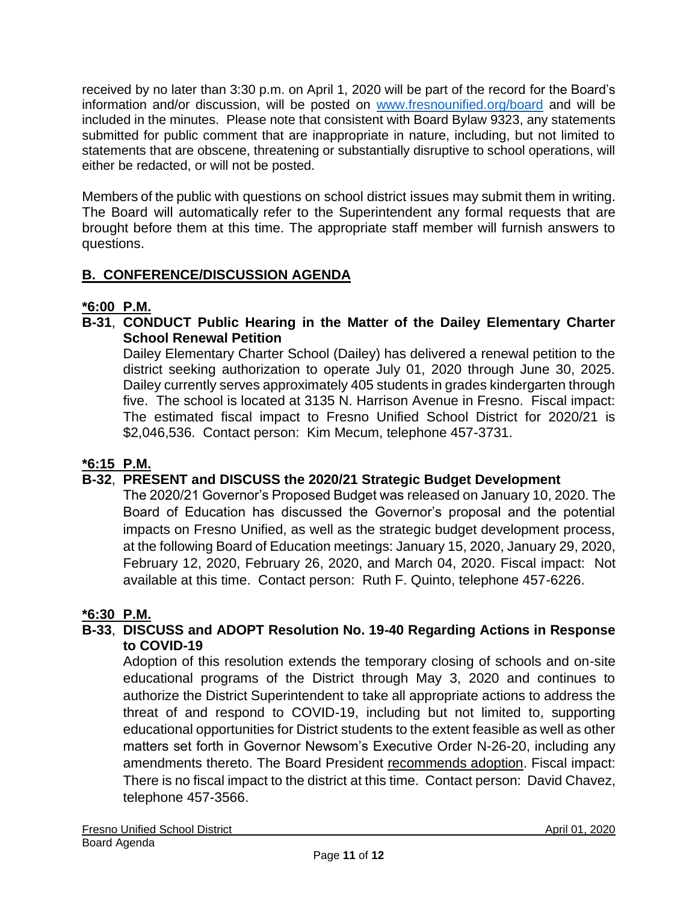received by no later than 3:30 p.m. on April 1, 2020 will be part of the record for the Board's information and/or discussion, will be posted on [www.fresnounified.org/board](http://www.fresnounified.org/board) and will be included in the minutes. Please note that consistent with Board Bylaw 9323, any statements submitted for public comment that are inappropriate in nature, including, but not limited to statements that are obscene, threatening or substantially disruptive to school operations, will either be redacted, or will not be posted.

Members of the public with questions on school district issues may submit them in writing. The Board will automatically refer to the Superintendent any formal requests that are brought before them at this time. The appropriate staff member will furnish answers to questions.

## B. CONFERENCE/DISCUSSION AGENDA

**\*6:00 P.M.**

**B-31**, **CONDUCT Public Hearing in the Matter of the Dailey Elementary Charter School Renewal Petition**

Dailey Elementary Charter School (Dailey) has delivered a renewal petition to the district seeking authorization to operate July 01, 2020 through June 30, 2025. Dailey currently serves approximately 405 students in grades kindergarten through five. The school is located at 3135 N. Harrison Avenue in Fresno. Fiscal impact: The estimated fiscal impact to Fresno Unified School District for 2020/21 is $2,046,536. Contact person: Kim Mecum, telephone 457-3731.

**\*6:15 P.M.**

**B-32**, **PRESENT and DISCUSS the 2020/21 Strategic Budget Development**

The 2020/21 Governor's Proposed Budget was released on January 10, 2020. The Board of Education has discussed the Governor's proposal and the potential impacts on Fresno Unified, as well as the strategic budget development process, at the following Board of Education meetings: January 15, 2020, January 29, 2020, February 12, 2020, February 26, 2020, and March 04, 2020. Fiscal impact: Not available at this time. Contact person: Ruth F. Quinto, telephone 457-6226.

**\*6:30 P.M.**

**B-33**, **DISCUSS and ADOPT Resolution No. 19-40 Regarding Actions in Response to COVID-19**

Adoption of this resolution extends the temporary closing of schools and on-site educational programs of the District through May 3, 2020 and continues to authorize the District Superintendent to take all appropriate actions to address the threat of and respond to COVID-19, including but not limited to, supporting educational opportunities for District students to the extent feasible as well as other matters set forth in Governor Newsom's Executive Order N-26-20, including any amendments thereto. The Board President recommends adoption. Fiscal impact: There is no fiscal impact to the district at this time. Contact person: David Chavez, telephone 457-3566.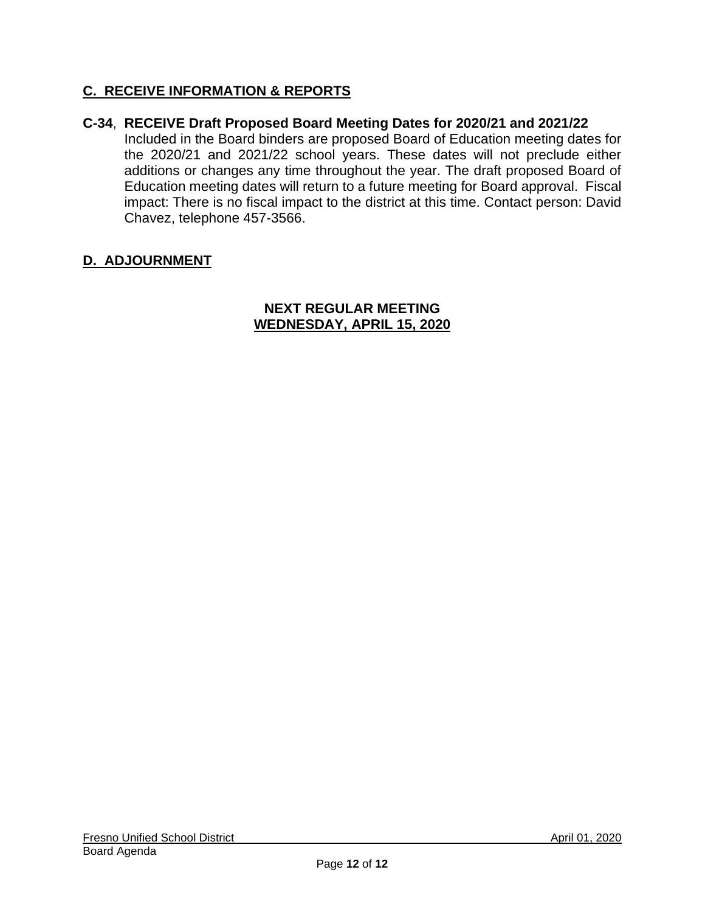## C. RECEIVE INFORMATION & REPORTS

**C-34**, **RECEIVE Draft Proposed Board Meeting Dates for 2020/21 and 2021/22**

Included in the Board binders are proposed Board of Education meeting dates for the 2020/21 and 2021/22 school years. These dates will not preclude either additions or changes any time throughout the year. The draft proposed Board of Education meeting dates will return to a future meeting for Board approval. Fiscal impact: There is no fiscal impact to the district at this time. Contact person: David Chavez, telephone 457-3566.

## D. ADJOURNMENT

**NEXT REGULAR MEETING**
**WEDNESDAY, APRIL 15, 2020**